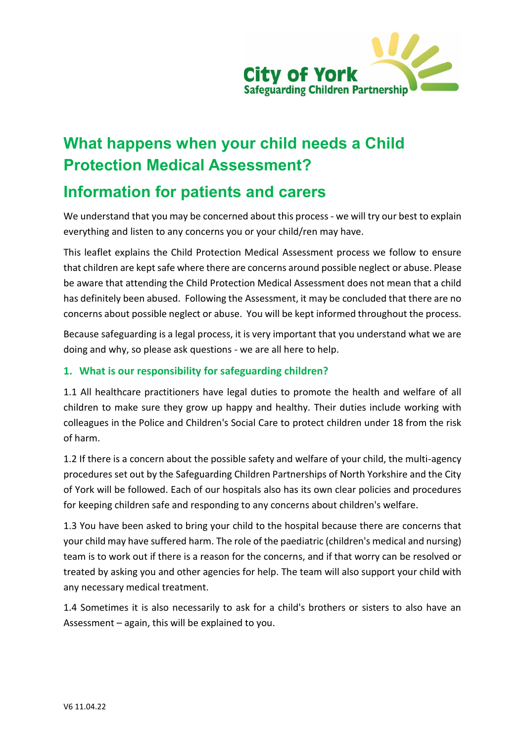# What happens when your child needs a Child Protection Medical Assessment?

# Information for patients and carers

We understand that you may be concerned about this process - we will try our best to explain everything and listen to any concerns you or your child/ren may have.

This leaflet explains the Child Protection Medical Assessment process we follow to ensure that children are kept safe where there are concerns around possible neglect or abuse. Please be aware that attending the Child Protection Medical Assessment does not mean that a child has definitely been abused. Following the Assessment, it may be concluded that there are no concerns about possible neglect or abuse. You will be kept informed throughout the process.

Because safeguarding is a legal process, it is very important that you understand what we are doing and why, so please ask questions - we are all here to help.

## 1. What is our responsibility for safeguarding children?

1.1 All healthcare practitioners have legal duties to promote the health and welfare of all children to make sure they grow up happy and healthy. Their duties include working with colleagues in the Police and Children's Social Care to protect children under 18 from the risk of harm.

1.2 If there is a concern about the possible safety and welfare of your child, the multi-agency procedures set out by the Safeguarding Children Partnerships of North Yorkshire and the City of York will be followed. Each of our hospitals also has its own clear policies and procedures for keeping children safe and responding to any concerns about children's welfare.

1.3 You have been asked to bring your child to the hospital because there are concerns that your child may have suffered harm. The role of the paediatric (children's medical and nursing) team is to work out if there is a reason for the concerns, and if that worry can be resolved or treated by asking you and other agencies for help. The team will also support your child with any necessary medical treatment.

1.4 Sometimes it is also necessarily to ask for a child's brothers or sisters to also have an Assessment – again, this will be explained to you.

V6 11.04.22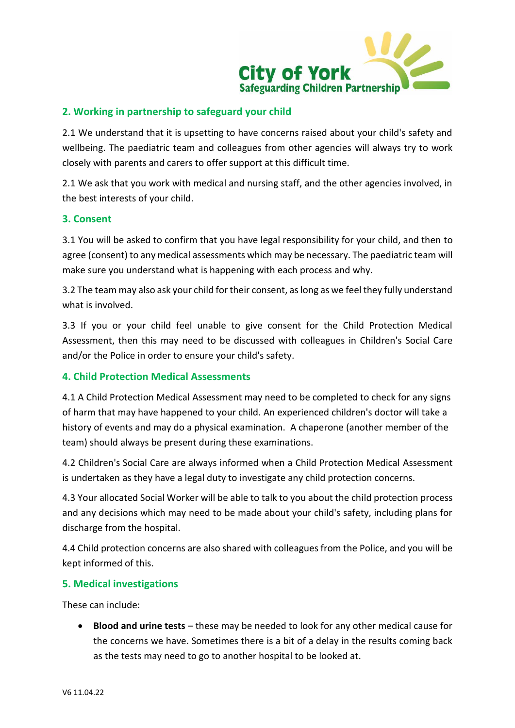## 2. Working in partnership to safeguard your child

2.1 We understand that it is upsetting to have concerns raised about your child's safety and wellbeing. The paediatric team and colleagues from other agencies will always try to work closely with parents and carers to offer support at this difficult time.

2.1 We ask that you work with medical and nursing staff, and the other agencies involved, in the best interests of your child.

## 3. Consent

3.1 You will be asked to confirm that you have legal responsibility for your child, and then to agree (consent) to any medical assessments which may be necessary. The paediatric team will make sure you understand what is happening with each process and why.

3.2 The team may also ask your child for their consent, as long as we feel they fully understand what is involved.

3.3 If you or your child feel unable to give consent for the Child Protection Medical Assessment, then this may need to be discussed with colleagues in Children's Social Care and/or the Police in order to ensure your child's safety.

## 4. Child Protection Medical Assessments

4.1 A Child Protection Medical Assessment may need to be completed to check for any signs of harm that may have happened to your child. An experienced children's doctor will take a history of events and may do a physical examination. A chaperone (another member of the team) should always be present during these examinations.

4.2 Children's Social Care are always informed when a Child Protection Medical Assessment is undertaken as they have a legal duty to investigate any child protection concerns.

4.3 Your allocated Social Worker will be able to talk to you about the child protection process and any decisions which may need to be made about your child's safety, including plans for discharge from the hospital.

4.4 Child protection concerns are also shared with colleagues from the Police, and you will be kept informed of this.

## 5. Medical investigations

These can include:

- **Blood and urine tests** – these may be needed to look for any other medical cause for the concerns we have. Sometimes there is a bit of a delay in the results coming back as the tests may need to go to another hospital to be looked at.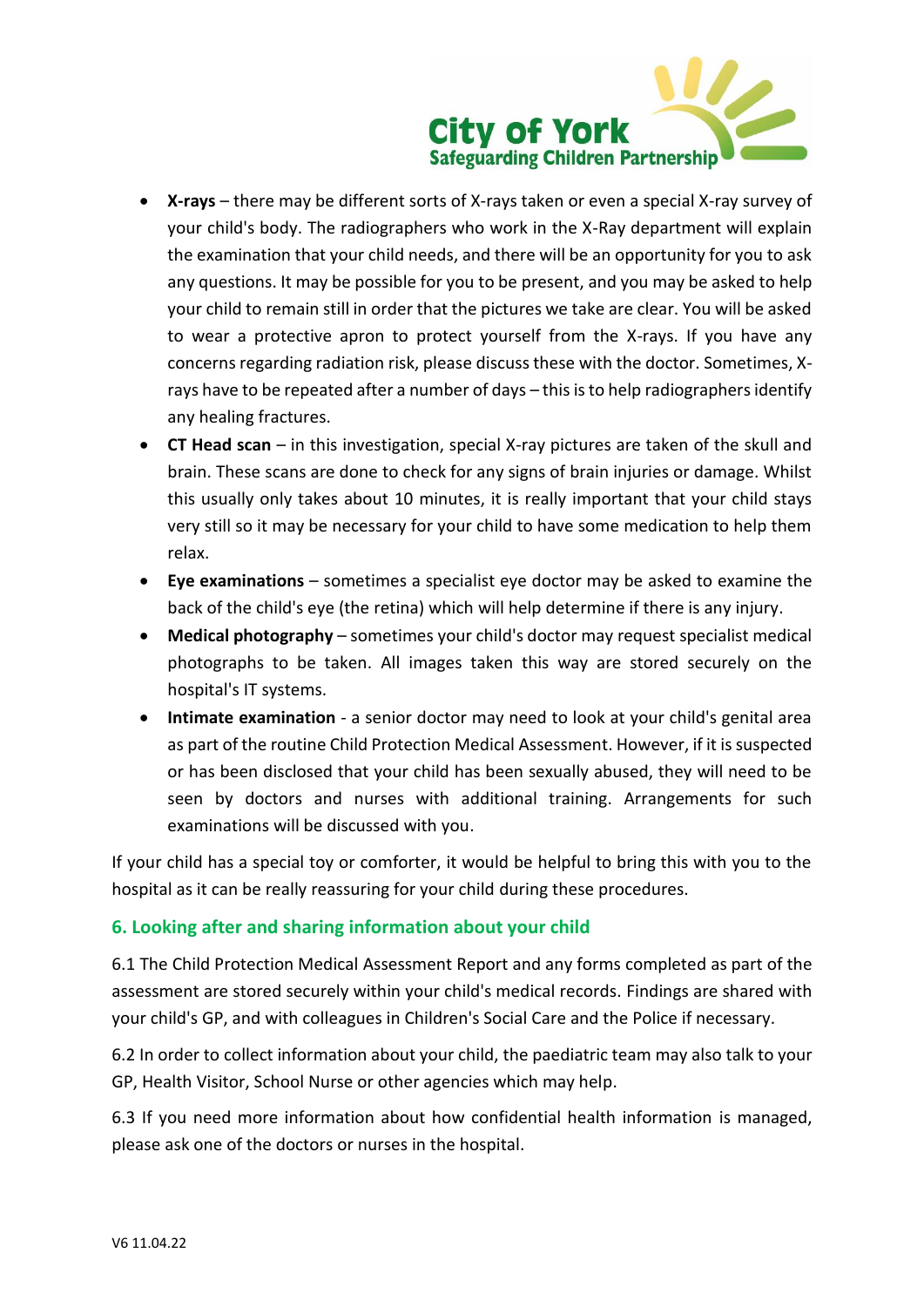- **X-rays** – there may be different sorts of X-rays taken or even a special X-ray survey of your child's body. The radiographers who work in the X-Ray department will explain the examination that your child needs, and there will be an opportunity for you to ask any questions. It may be possible for you to be present, and you may be asked to help your child to remain still in order that the pictures we take are clear. You will be asked to wear a protective apron to protect yourself from the X-rays. If you have any concerns regarding radiation risk, please discuss these with the doctor. Sometimes, X-rays have to be repeated after a number of days – this is to help radiographers identify any healing fractures.
- **CT Head scan** – in this investigation, special X-ray pictures are taken of the skull and brain. These scans are done to check for any signs of brain injuries or damage. Whilst this usually only takes about 10 minutes, it is really important that your child stays very still so it may be necessary for your child to have some medication to help them relax.
- **Eye examinations** – sometimes a specialist eye doctor may be asked to examine the back of the child's eye (the retina) which will help determine if there is any injury.
- **Medical photography** – sometimes your child's doctor may request specialist medical photographs to be taken. All images taken this way are stored securely on the hospital's IT systems.
- **Intimate examination** - a senior doctor may need to look at your child's genital area as part of the routine Child Protection Medical Assessment. However, if it is suspected or has been disclosed that your child has been sexually abused, they will need to be seen by doctors and nurses with additional training. Arrangements for such examinations will be discussed with you.

If your child has a special toy or comforter, it would be helpful to bring this with you to the hospital as it can be really reassuring for your child during these procedures.

## 6. Looking after and sharing information about your child

6.1 The Child Protection Medical Assessment Report and any forms completed as part of the assessment are stored securely within your child's medical records. Findings are shared with your child's GP, and with colleagues in Children's Social Care and the Police if necessary.

6.2 In order to collect information about your child, the paediatric team may also talk to your GP, Health Visitor, School Nurse or other agencies which may help.

6.3 If you need more information about how confidential health information is managed, please ask one of the doctors or nurses in the hospital.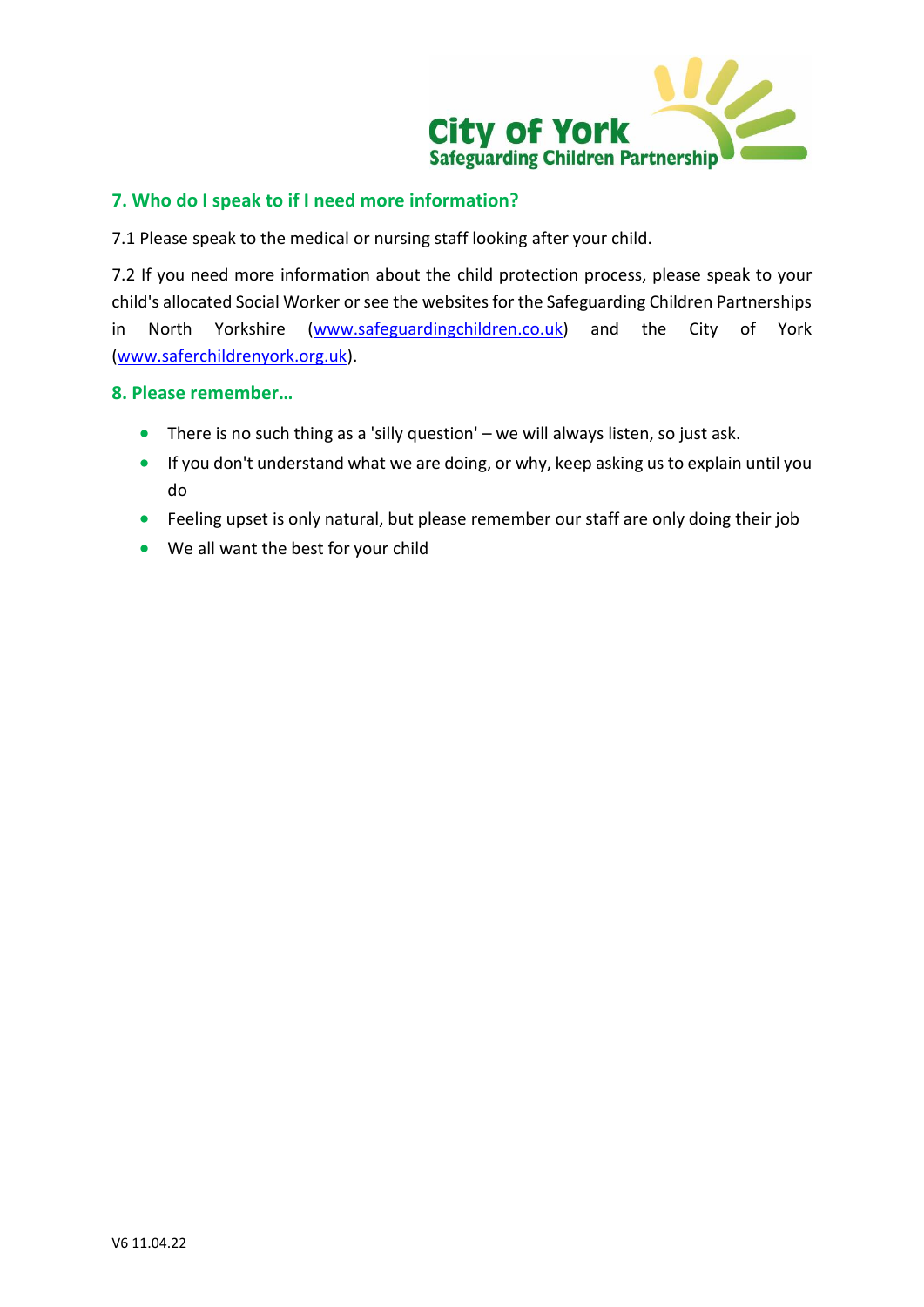## 7. Who do I speak to if I need more information?

7.1 Please speak to the medical or nursing staff looking after your child.

7.2 If you need more information about the child protection process, please speak to your child's allocated Social Worker or see the websites for the Safeguarding Children Partnerships in North Yorkshire (www.safeguardingchildren.co.uk) and the City of York (www.saferchildrenyork.org.uk).

## 8. Please remember…

- There is no such thing as a 'silly question' – we will always listen, so just ask.
- If you don't understand what we are doing, or why, keep asking us to explain until you do
- Feeling upset is only natural, but please remember our staff are only doing their job
- We all want the best for your child

V6 11.04.22